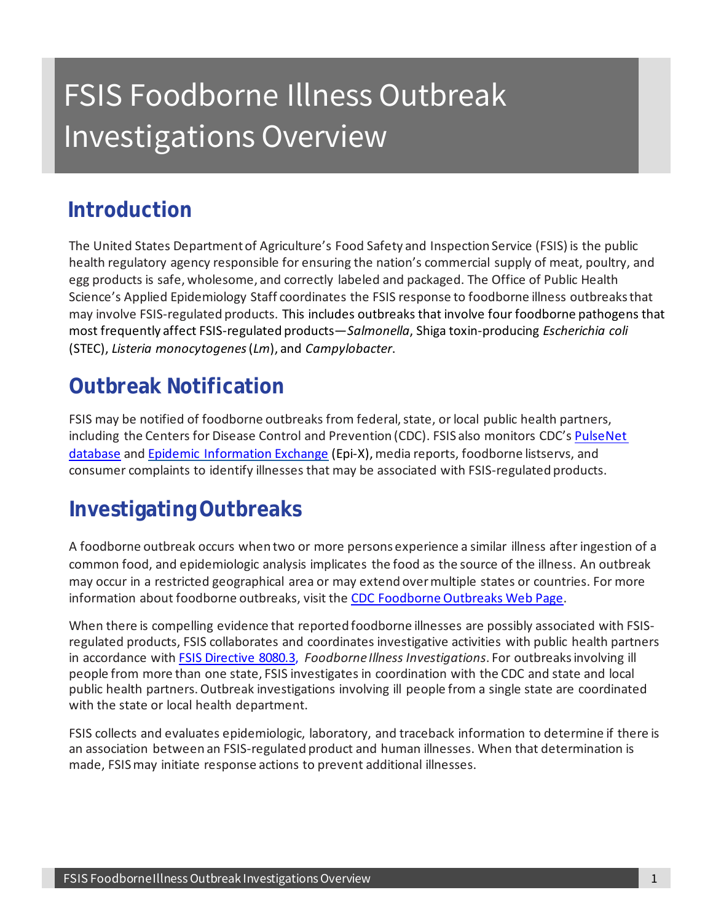# FSIS Foodborne Illness Outbreak Investigations Overview

## Introduction

The United States Department of Agriculture's Food Safety and Inspection Service (FSIS) is the public health regulatory agency responsible for ensuring the nation's commercial supply of meat, poultry, and egg products is safe, wholesome, and correctly labeled and packaged. The Office of Public Health Science's Applied Epidemiology Staff coordinates the FSIS response to foodborne illness outbreaks that may involve FSIS-regulated products. This includes outbreaks that involve four foodborne pathogens that most frequently affect FSIS-regulated products—*Salmonella*, Shiga toxin-producing *Escherichia coli* (STEC), *Listeria monocytogenes* (*Lm*), and *Campylobacter*.

## Outbreak Notification

FSIS may be notified of foodborne outbreaks from federal, state, or local public health partners, including the Centers for Disease Control and Prevention (CDC). FSIS also monitors CDC's [PulseNet database](#) and [Epidemic Information Exchange](#) (Epi-X), media reports, foodborne listservs, and consumer complaints to identify illnesses that may be associated with FSIS-regulated products.

## Investigating Outbreaks

A foodborne outbreak occurs when two or more persons experience a similar illness after ingestion of a common food, and epidemiologic analysis implicates the food as the source of the illness. An outbreak may occur in a restricted geographical area or may extend over multiple states or countries. For more information about foodborne outbreaks, visit the [CDC Foodborne Outbreaks Web Page](#).

When there is compelling evidence that reported foodborne illnesses are possibly associated with FSIS-regulated products, FSIS collaborates and coordinates investigative activities with public health partners in accordance with [FSIS Directive 8080.3](#), *Foodborne Illness Investigations*. For outbreaks involving ill people from more than one state, FSIS investigates in coordination with the CDC and state and local public health partners. Outbreak investigations involving ill people from a single state are coordinated with the state or local health department.

FSIS collects and evaluates epidemiologic, laboratory, and traceback information to determine if there is an association between an FSIS-regulated product and human illnesses. When that determination is made, FSIS may initiate response actions to prevent additional illnesses.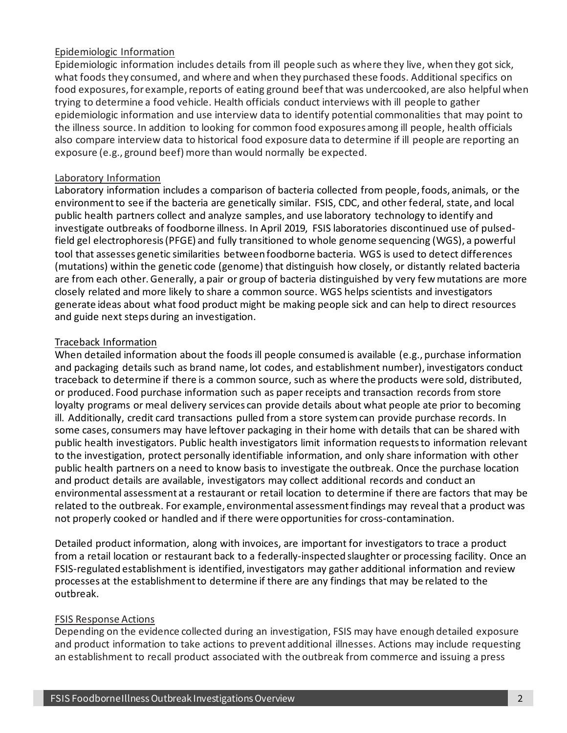## Epidemiologic Information

Epidemiologic information includes details from ill people such as where they live, when they got sick, what foods they consumed, and where and when they purchased these foods. Additional specifics on food exposures, for example, reports of eating ground beef that was undercooked, are also helpful when trying to determine a food vehicle. Health officials conduct interviews with ill people to gather epidemiologic information and use interview data to identify potential commonalities that may point to the illness source. In addition to looking for common food exposures among ill people, health officials also compare interview data to historical food exposure data to determine if ill people are reporting an exposure (e.g., ground beef) more than would normally be expected.

## Laboratory Information

Laboratory information includes a comparison of bacteria collected from people, foods, animals, or the environment to see if the bacteria are genetically similar. FSIS, CDC, and other federal, state, and local public health partners collect and analyze samples, and use laboratory technology to identify and investigate outbreaks of foodborne illness. In April 2019, FSIS laboratories discontinued use of pulsed-field gel electrophoresis (PFGE) and fully transitioned to whole genome sequencing (WGS), a powerful tool that assesses genetic similarities between foodborne bacteria. WGS is used to detect differences (mutations) within the genetic code (genome) that distinguish how closely, or distantly related bacteria are from each other. Generally, a pair or group of bacteria distinguished by very few mutations are more closely related and more likely to share a common source. WGS helps scientists and investigators generate ideas about what food product might be making people sick and can help to direct resources and guide next steps during an investigation.

## Traceback Information

When detailed information about the foods ill people consumed is available (e.g., purchase information and packaging details such as brand name, lot codes, and establishment number), investigators conduct traceback to determine if there is a common source, such as where the products were sold, distributed, or produced. Food purchase information such as paper receipts and transaction records from store loyalty programs or meal delivery services can provide details about what people ate prior to becoming ill. Additionally, credit card transactions pulled from a store system can provide purchase records. In some cases, consumers may have leftover packaging in their home with details that can be shared with public health investigators. Public health investigators limit information requests to information relevant to the investigation, protect personally identifiable information, and only share information with other public health partners on a need to know basis to investigate the outbreak. Once the purchase location and product details are available, investigators may collect additional records and conduct an environmental assessment at a restaurant or retail location to determine if there are factors that may be related to the outbreak. For example, environmental assessment findings may reveal that a product was not properly cooked or handled and if there were opportunities for cross-contamination.

Detailed product information, along with invoices, are important for investigators to trace a product from a retail location or restaurant back to a federally-inspected slaughter or processing facility. Once an FSIS-regulated establishment is identified, investigators may gather additional information and review processes at the establishment to determine if there are any findings that may be related to the outbreak.

## FSIS Response Actions

Depending on the evidence collected during an investigation, FSIS may have enough detailed exposure and product information to take actions to prevent additional illnesses. Actions may include requesting an establishment to recall product associated with the outbreak from commerce and issuing a press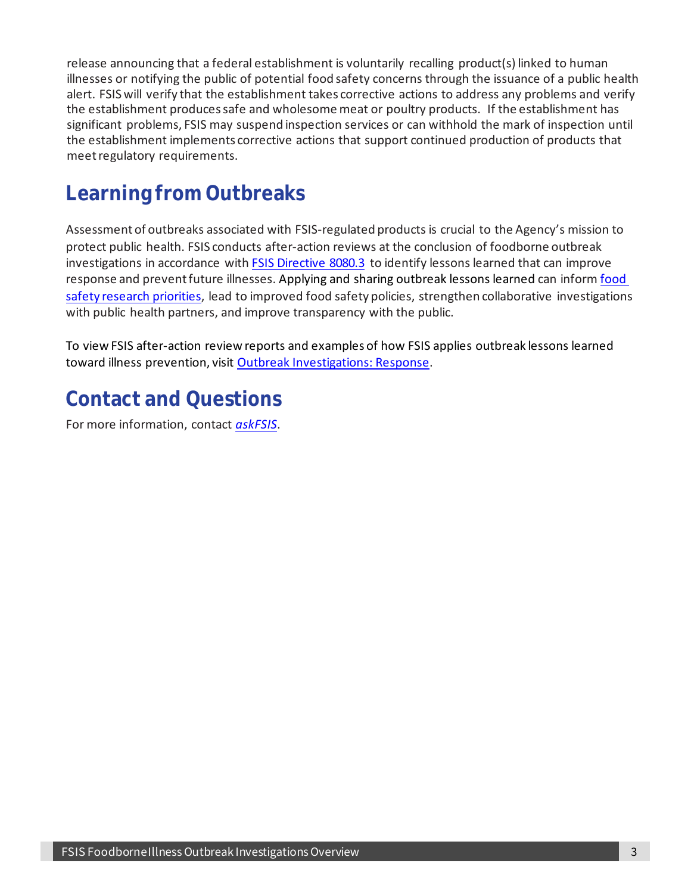release announcing that a federal establishment is voluntarily recalling product(s) linked to human illnesses or notifying the public of potential food safety concerns through the issuance of a public health alert. FSIS will verify that the establishment takes corrective actions to address any problems and verify the establishment produces safe and wholesome meat or poultry products. If the establishment has significant problems, FSIS may suspend inspection services or can withhold the mark of inspection until the establishment implements corrective actions that support continued production of products that meet regulatory requirements.

## Learning from Outbreaks

Assessment of outbreaks associated with FSIS-regulated products is crucial to the Agency's mission to protect public health. FSIS conducts after-action reviews at the conclusion of foodborne outbreak investigations in accordance with FSIS Directive 8080.3 to identify lessons learned that can improve response and prevent future illnesses. Applying and sharing outbreak lessons learned can inform food safety research priorities, lead to improved food safety policies, strengthen collaborative investigations with public health partners, and improve transparency with the public.

To view FSIS after-action review reports and examples of how FSIS applies outbreak lessons learned toward illness prevention, visit Outbreak Investigations: Response.

## Contact and Questions

For more information, contact *askFSIS*.